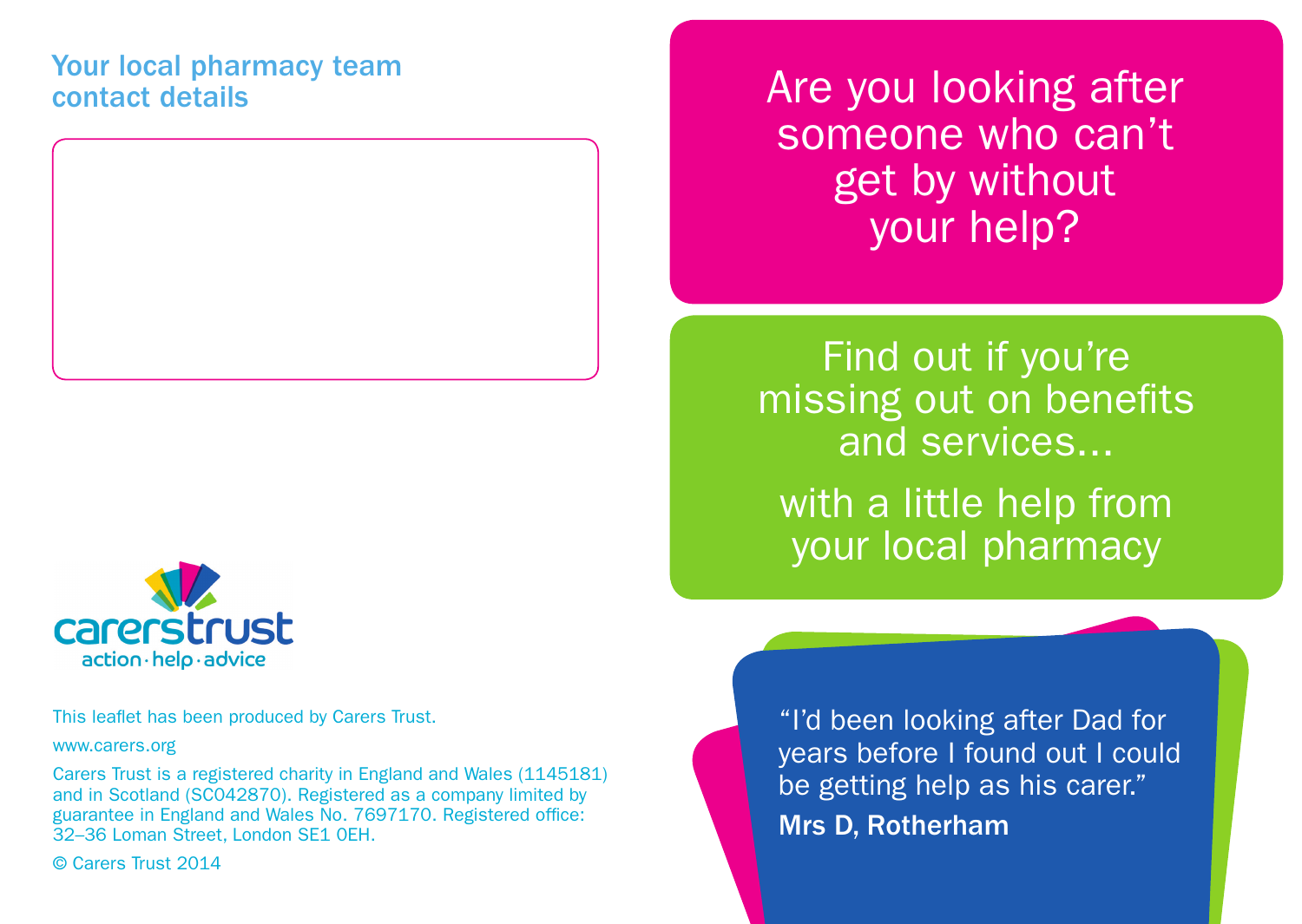## Your local pharmacy team contact details

carerstrust
action · help · advice

This leaflet has been produced by Carers Trust.

www.carers.org

Carers Trust is a registered charity in England and Wales (1145181) and in Scotland (SC042870). Registered as a company limited by guarantee in England and Wales No. 7697170. Registered office: 32–36 Loman Street, London SE1 0EH.

© Carers Trust 2014

# Are you looking after someone who can't get by without your help?

## Find out if you're missing out on benefits and services...

## with a little help from your local pharmacy

"I'd been looking after Dad for years before I found out I could be getting help as his carer."

**Mrs D, Rotherham**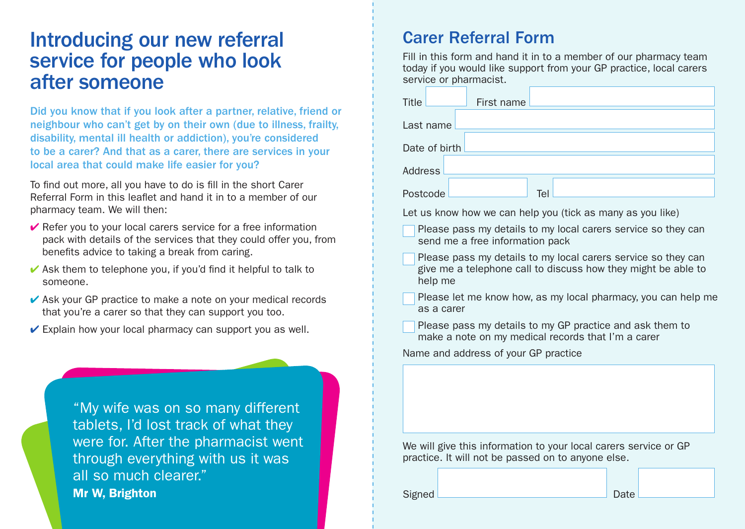# Introducing our new referral service for people who look after someone

**Did you know that if you look after a partner, relative, friend or neighbour who can't get by on their own (due to illness, frailty, disability, mental ill health or addiction), you're considered to be a carer? And that as a carer, there are services in your local area that could make life easier for you?**

To find out more, all you have to do is fill in the short Carer Referral Form in this leaflet and hand it in to a member of our pharmacy team. We will then:

- ✔ Refer you to your local carers service for a free information pack with details of the services that they could offer you, from benefits advice to taking a break from caring.
- ✔ Ask them to telephone you, if you'd find it helpful to talk to someone.
- ✔ Ask your GP practice to make a note on your medical records that you're a carer so that they can support you too.
- ✔ Explain how your local pharmacy can support you as well.

"My wife was on so many different tablets, I'd lost track of what they were for. After the pharmacist went through everything with us it was all so much clearer."
**Mr W, Brighton**

## Carer Referral Form

Fill in this form and hand it in to a member of our pharmacy team today if you would like support from your GP practice, local carers service or pharmacist.

Title ______ First name ______

Last name ______

Date of birth ______

Address ______

Postcode ______ Tel ______

Let us know how we can help you (tick as many as you like)

- ☐ Please pass my details to my local carers service so they can send me a free information pack
- ☐ Please pass my details to my local carers service so they can give me a telephone call to discuss how they might be able to help me
- ☐ Please let me know how, as my local pharmacy, you can help me as a carer
- ☐ Please pass my details to my GP practice and ask them to make a note on my medical records that I'm a carer

Name and address of your GP practice

______

We will give this information to your local carers service or GP practice. It will not be passed on to anyone else.

Signed ______ Date ______